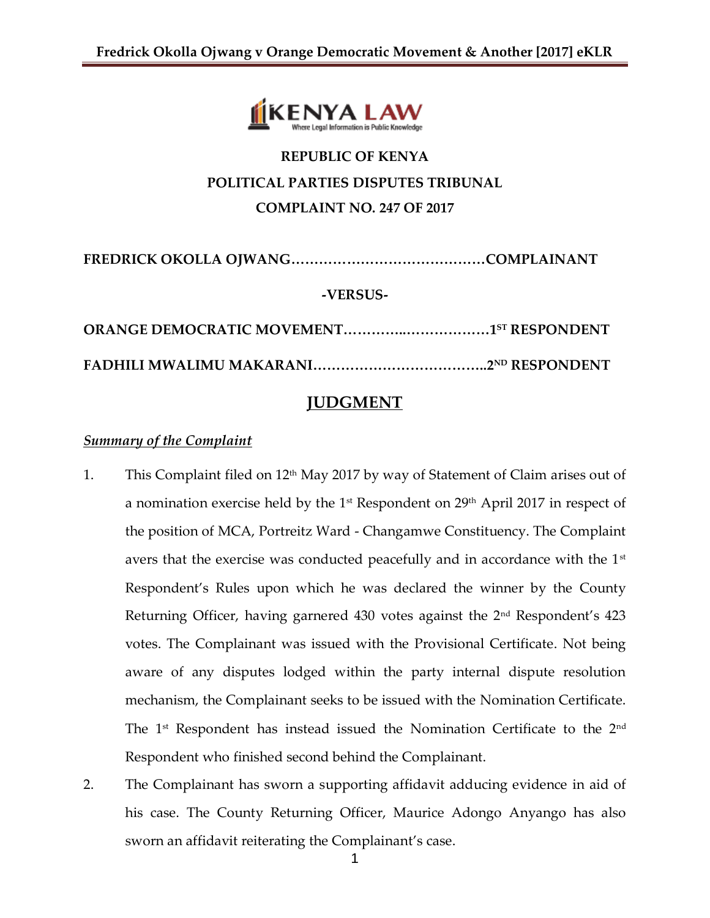**REPUBLIC OF KENYA**

**POLITICAL PARTIES DISPUTES TRIBUNAL**

**COMPLAINT NO. 247 OF 2017**

**FREDRICK OKOLLA OJWANG……………………………………COMPLAINANT**

**-VERSUS-**

**ORANGE DEMOCRATIC MOVEMENT…………..………………1ST RESPONDENT**

**FADHILI MWALIMU MAKARANI………………………………..2ND RESPONDENT**

## JUDGMENT

***Summary of the Complaint***

1. This Complaint filed on 12th May 2017 by way of Statement of Claim arises out of a nomination exercise held by the 1st Respondent on 29th April 2017 in respect of the position of MCA, Portreitz Ward - Changamwe Constituency. The Complaint avers that the exercise was conducted peacefully and in accordance with the 1st Respondent's Rules upon which he was declared the winner by the County Returning Officer, having garnered 430 votes against the 2nd Respondent's 423 votes. The Complainant was issued with the Provisional Certificate. Not being aware of any disputes lodged within the party internal dispute resolution mechanism, the Complainant seeks to be issued with the Nomination Certificate. The 1st Respondent has instead issued the Nomination Certificate to the 2nd Respondent who finished second behind the Complainant.

2. The Complainant has sworn a supporting affidavit adducing evidence in aid of his case. The County Returning Officer, Maurice Adongo Anyango has also sworn an affidavit reiterating the Complainant's case.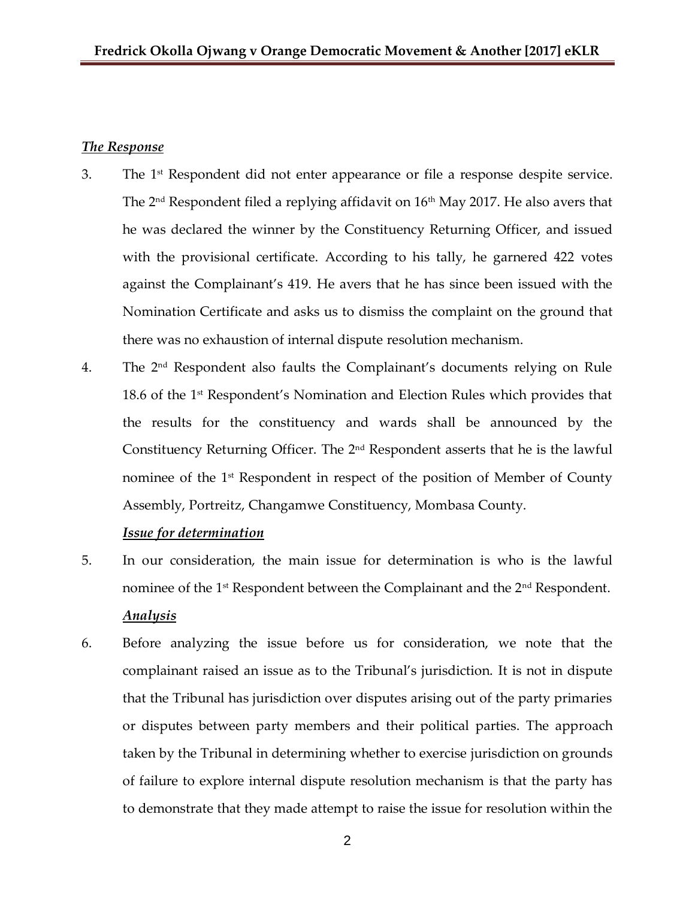***The Response***

3. The 1st Respondent did not enter appearance or file a response despite service. The 2nd Respondent filed a replying affidavit on 16th May 2017. He also avers that he was declared the winner by the Constituency Returning Officer, and issued with the provisional certificate. According to his tally, he garnered 422 votes against the Complainant's 419. He avers that he has since been issued with the Nomination Certificate and asks us to dismiss the complaint on the ground that there was no exhaustion of internal dispute resolution mechanism.

4. The 2nd Respondent also faults the Complainant's documents relying on Rule 18.6 of the 1st Respondent's Nomination and Election Rules which provides that the results for the constituency and wards shall be announced by the Constituency Returning Officer. The 2nd Respondent asserts that he is the lawful nominee of the 1st Respondent in respect of the position of Member of County Assembly, Portreitz, Changamwe Constituency, Mombasa County.

***Issue for determination***

5. In our consideration, the main issue for determination is who is the lawful nominee of the 1st Respondent between the Complainant and the 2nd Respondent.

***Analysis***

6. Before analyzing the issue before us for consideration, we note that the complainant raised an issue as to the Tribunal's jurisdiction. It is not in dispute that the Tribunal has jurisdiction over disputes arising out of the party primaries or disputes between party members and their political parties. The approach taken by the Tribunal in determining whether to exercise jurisdiction on grounds of failure to explore internal dispute resolution mechanism is that the party has to demonstrate that they made attempt to raise the issue for resolution within the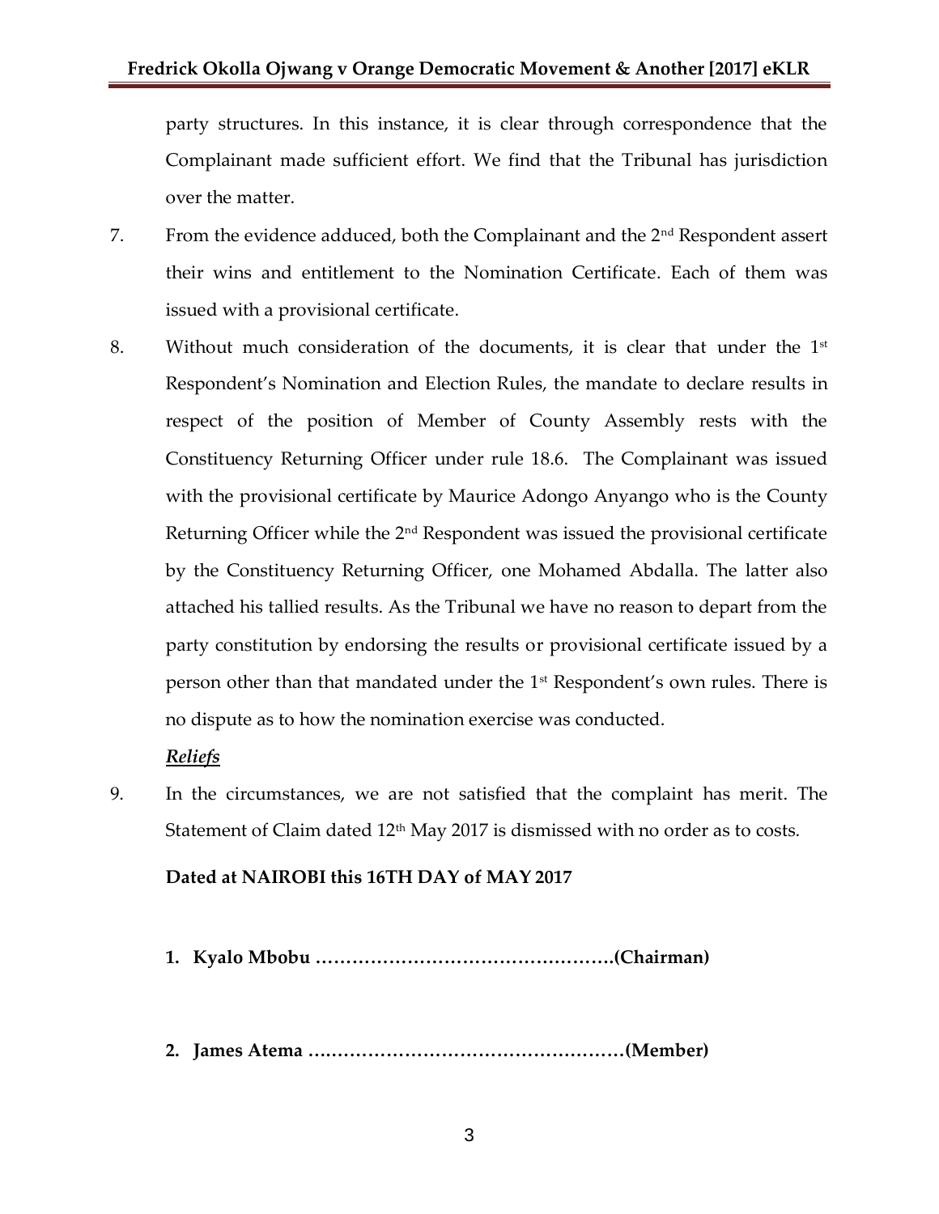party structures. In this instance, it is clear through correspondence that the Complainant made sufficient effort. We find that the Tribunal has jurisdiction over the matter.

7. From the evidence adduced, both the Complainant and the 2nd Respondent assert their wins and entitlement to the Nomination Certificate. Each of them was issued with a provisional certificate.

8. Without much consideration of the documents, it is clear that under the 1st Respondent's Nomination and Election Rules, the mandate to declare results in respect of the position of Member of County Assembly rests with the Constituency Returning Officer under rule 18.6. The Complainant was issued with the provisional certificate by Maurice Adongo Anyango who is the County Returning Officer while the 2nd Respondent was issued the provisional certificate by the Constituency Returning Officer, one Mohamed Abdalla. The latter also attached his tallied results. As the Tribunal we have no reason to depart from the party constitution by endorsing the results or provisional certificate issued by a person other than that mandated under the 1st Respondent's own rules. There is no dispute as to how the nomination exercise was conducted.

***Reliefs***

9. In the circumstances, we are not satisfied that the complaint has merit. The Statement of Claim dated 12th May 2017 is dismissed with no order as to costs.

**Dated at NAIROBI this 16TH DAY of MAY 2017**

1. **Kyalo Mbobu ………………………………………….(Chairman)**

2. **James Atema ……………………………………………(Member)**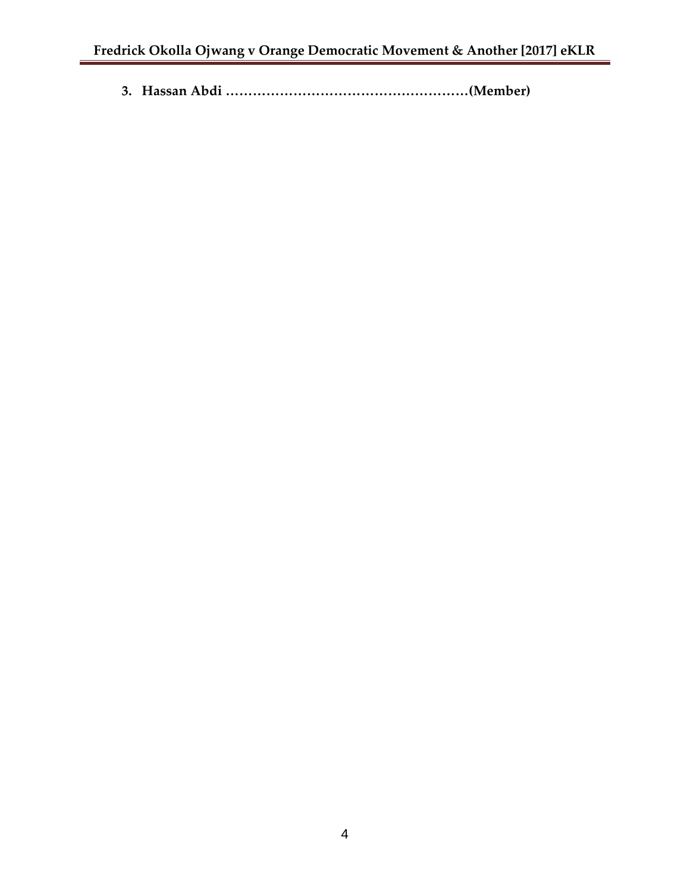3. **Hassan Abdi ………………………………………………(Member)**